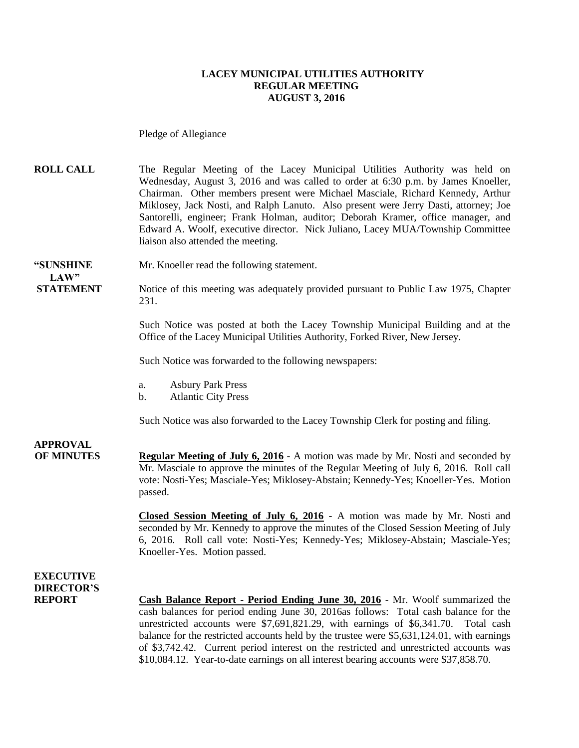# LACEY MUNICIPAL UTILITIES AUTHORITY
## REGULAR MEETING
## AUGUST 3, 2016

Pledge of Allegiance

**ROLL CALL** The Regular Meeting of the Lacey Municipal Utilities Authority was held on Wednesday, August 3, 2016 and was called to order at 6:30 p.m. by James Knoeller, Chairman. Other members present were Michael Masciale, Richard Kennedy, Arthur Miklosey, Jack Nosti, and Ralph Lanuto. Also present were Jerry Dasti, attorney; Joe Santorelli, engineer; Frank Holman, auditor; Deborah Kramer, office manager, and Edward A. Woolf, executive director. Nick Juliano, Lacey MUA/Township Committee liaison also attended the meeting.

**"SUNSHINE LAW" STATEMENT** Mr. Knoeller read the following statement.

Notice of this meeting was adequately provided pursuant to Public Law 1975, Chapter 231.

Such Notice was posted at both the Lacey Township Municipal Building and at the Office of the Lacey Municipal Utilities Authority, Forked River, New Jersey.

Such Notice was forwarded to the following newspapers:

a. Asbury Park Press
b. Atlantic City Press

Such Notice was also forwarded to the Lacey Township Clerk for posting and filing.

**APPROVAL OF MINUTES** **Regular Meeting of July 6, 2016** - A motion was made by Mr. Nosti and seconded by Mr. Masciale to approve the minutes of the Regular Meeting of July 6, 2016. Roll call vote: Nosti-Yes; Masciale-Yes; Miklosey-Abstain; Kennedy-Yes; Knoeller-Yes. Motion passed.

**Closed Session Meeting of July 6, 2016** - A motion was made by Mr. Nosti and seconded by Mr. Kennedy to approve the minutes of the Closed Session Meeting of July 6, 2016. Roll call vote: Nosti-Yes; Kennedy-Yes; Miklosey-Abstain; Masciale-Yes; Knoeller-Yes. Motion passed.

**EXECUTIVE DIRECTOR'S REPORT** **Cash Balance Report - Period Ending June 30, 2016** - Mr. Woolf summarized the cash balances for period ending June 30, 2016as follows: Total cash balance for the unrestricted accounts were $7,691,821.29, with earnings of $6,341.70. Total cash balance for the restricted accounts held by the trustee were $5,631,124.01, with earnings of $3,742.42. Current period interest on the restricted and unrestricted accounts was $10,084.12. Year-to-date earnings on all interest bearing accounts were $37,858.70.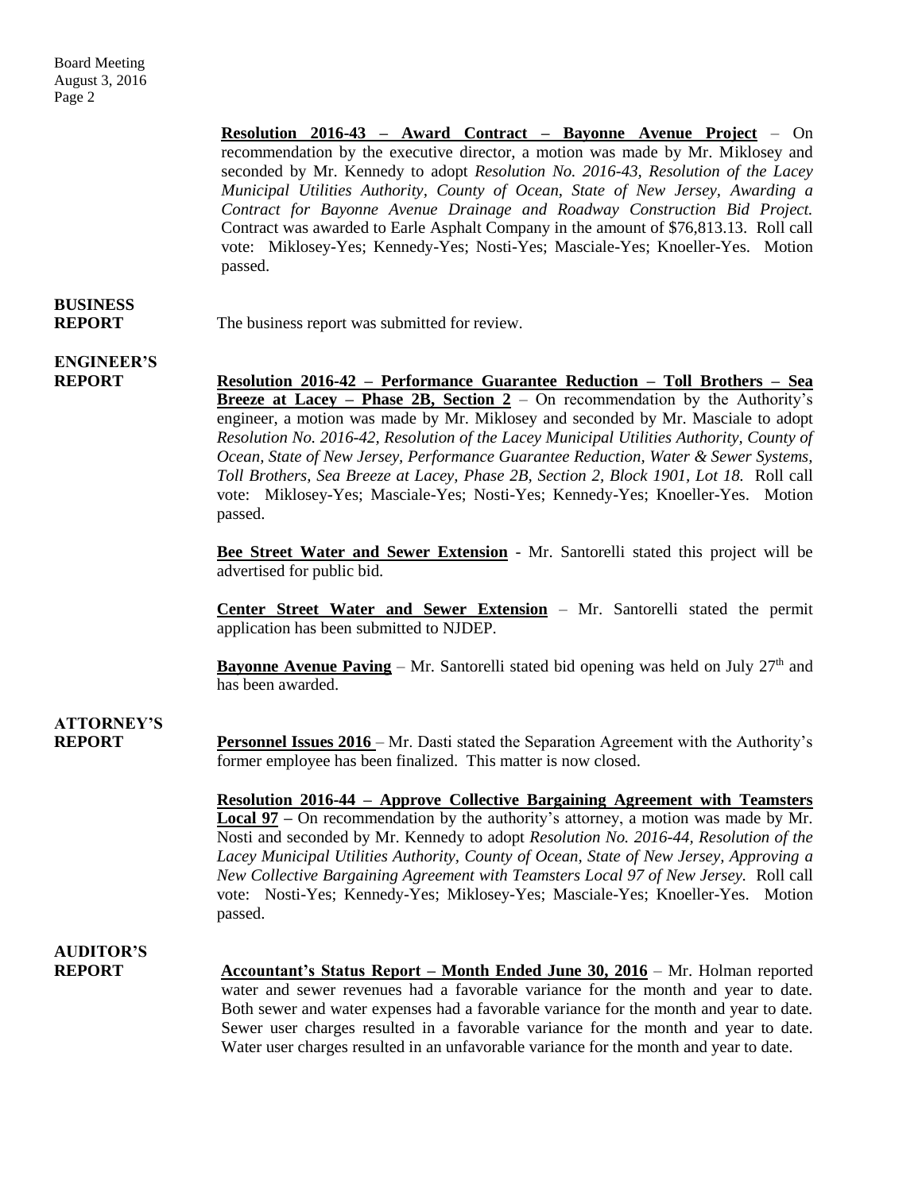**Resolution 2016-43 – Award Contract – Bayonne Avenue Project** – On recommendation by the executive director, a motion was made by Mr. Miklosey and seconded by Mr. Kennedy to adopt *Resolution No. 2016-43, Resolution of the Lacey Municipal Utilities Authority, County of Ocean, State of New Jersey, Awarding a Contract for Bayonne Avenue Drainage and Roadway Construction Bid Project.* Contract was awarded to Earle Asphalt Company in the amount of $76,813.13. Roll call vote: Miklosey-Yes; Kennedy-Yes; Nosti-Yes; Masciale-Yes; Knoeller-Yes. Motion passed.

**BUSINESS REPORT**

The business report was submitted for review.

**ENGINEER'S REPORT**

**Resolution 2016-42 – Performance Guarantee Reduction – Toll Brothers – Sea Breeze at Lacey – Phase 2B, Section 2** – On recommendation by the Authority's engineer, a motion was made by Mr. Miklosey and seconded by Mr. Masciale to adopt *Resolution No. 2016-42, Resolution of the Lacey Municipal Utilities Authority, County of Ocean, State of New Jersey, Performance Guarantee Reduction, Water & Sewer Systems, Toll Brothers, Sea Breeze at Lacey, Phase 2B, Section 2, Block 1901, Lot 18.* Roll call vote: Miklosey-Yes; Masciale-Yes; Nosti-Yes; Kennedy-Yes; Knoeller-Yes. Motion passed.

**Bee Street Water and Sewer Extension** - Mr. Santorelli stated this project will be advertised for public bid.

**Center Street Water and Sewer Extension** – Mr. Santorelli stated the permit application has been submitted to NJDEP.

**Bayonne Avenue Paving** – Mr. Santorelli stated bid opening was held on July 27th and has been awarded.

**ATTORNEY'S REPORT**

**Personnel Issues 2016** – Mr. Dasti stated the Separation Agreement with the Authority's former employee has been finalized. This matter is now closed.

**Resolution 2016-44 – Approve Collective Bargaining Agreement with Teamsters Local 97 –** On recommendation by the authority's attorney, a motion was made by Mr. Nosti and seconded by Mr. Kennedy to adopt *Resolution No. 2016-44, Resolution of the Lacey Municipal Utilities Authority, County of Ocean, State of New Jersey, Approving a New Collective Bargaining Agreement with Teamsters Local 97 of New Jersey.* Roll call vote: Nosti-Yes; Kennedy-Yes; Miklosey-Yes; Masciale-Yes; Knoeller-Yes. Motion passed.

**AUDITOR'S REPORT**

**Accountant's Status Report – Month Ended June 30, 2016** – Mr. Holman reported water and sewer revenues had a favorable variance for the month and year to date. Both sewer and water expenses had a favorable variance for the month and year to date. Sewer user charges resulted in a favorable variance for the month and year to date. Water user charges resulted in an unfavorable variance for the month and year to date.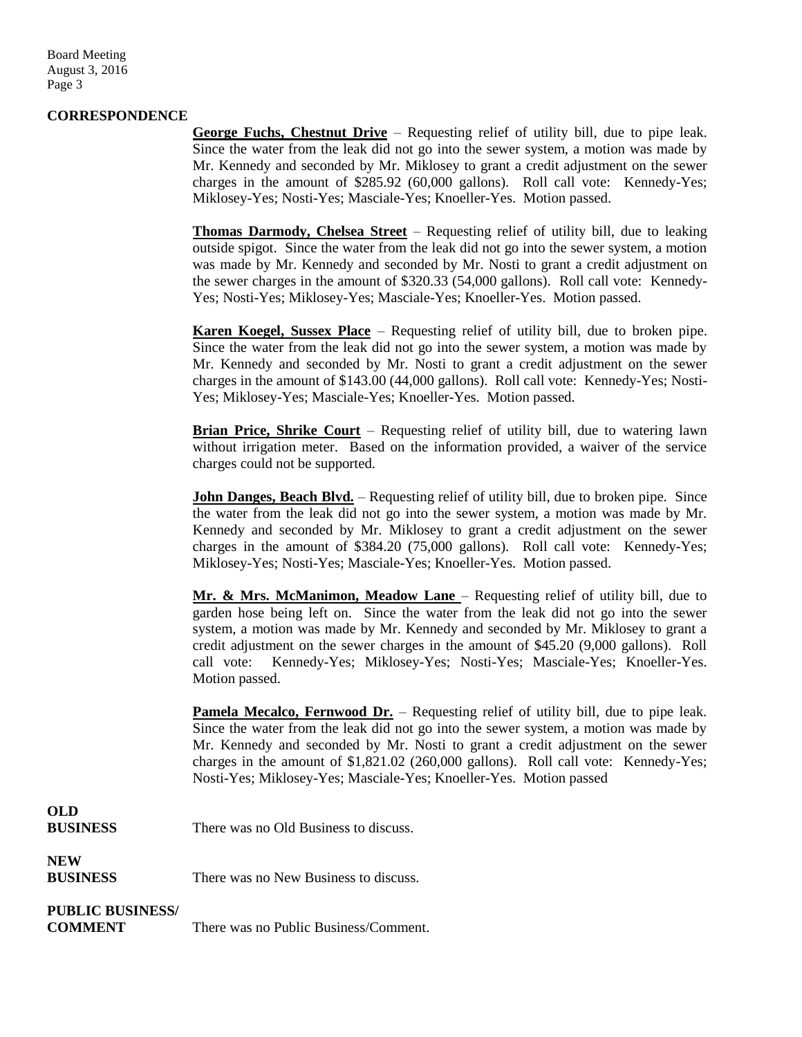**CORRESPONDENCE**

**George Fuchs, Chestnut Drive** – Requesting relief of utility bill, due to pipe leak. Since the water from the leak did not go into the sewer system, a motion was made by Mr. Kennedy and seconded by Mr. Miklosey to grant a credit adjustment on the sewer charges in the amount of $285.92 (60,000 gallons). Roll call vote: Kennedy-Yes; Miklosey-Yes; Nosti-Yes; Masciale-Yes; Knoeller-Yes. Motion passed.

**Thomas Darmody, Chelsea Street** – Requesting relief of utility bill, due to leaking outside spigot. Since the water from the leak did not go into the sewer system, a motion was made by Mr. Kennedy and seconded by Mr. Nosti to grant a credit adjustment on the sewer charges in the amount of $320.33 (54,000 gallons). Roll call vote: Kennedy-Yes; Nosti-Yes; Miklosey-Yes; Masciale-Yes; Knoeller-Yes. Motion passed.

**Karen Koegel, Sussex Place** – Requesting relief of utility bill, due to broken pipe. Since the water from the leak did not go into the sewer system, a motion was made by Mr. Kennedy and seconded by Mr. Nosti to grant a credit adjustment on the sewer charges in the amount of $143.00 (44,000 gallons). Roll call vote: Kennedy-Yes; Nosti-Yes; Miklosey-Yes; Masciale-Yes; Knoeller-Yes. Motion passed.

**Brian Price, Shrike Court** – Requesting relief of utility bill, due to watering lawn without irrigation meter. Based on the information provided, a waiver of the service charges could not be supported.

**John Danges, Beach Blvd.** – Requesting relief of utility bill, due to broken pipe. Since the water from the leak did not go into the sewer system, a motion was made by Mr. Kennedy and seconded by Mr. Miklosey to grant a credit adjustment on the sewer charges in the amount of $384.20 (75,000 gallons). Roll call vote: Kennedy-Yes; Miklosey-Yes; Nosti-Yes; Masciale-Yes; Knoeller-Yes. Motion passed.

**Mr. & Mrs. McManimon, Meadow Lane** – Requesting relief of utility bill, due to garden hose being left on. Since the water from the leak did not go into the sewer system, a motion was made by Mr. Kennedy and seconded by Mr. Miklosey to grant a credit adjustment on the sewer charges in the amount of $45.20 (9,000 gallons). Roll call vote: Kennedy-Yes; Miklosey-Yes; Nosti-Yes; Masciale-Yes; Knoeller-Yes. Motion passed.

**Pamela Mecalco, Fernwood Dr.** – Requesting relief of utility bill, due to pipe leak. Since the water from the leak did not go into the sewer system, a motion was made by Mr. Kennedy and seconded by Mr. Nosti to grant a credit adjustment on the sewer charges in the amount of $1,821.02 (260,000 gallons). Roll call vote: Kennedy-Yes; Nosti-Yes; Miklosey-Yes; Masciale-Yes; Knoeller-Yes. Motion passed

**OLD BUSINESS** There was no Old Business to discuss.

**NEW BUSINESS** There was no New Business to discuss.

**PUBLIC BUSINESS/ COMMENT** There was no Public Business/Comment.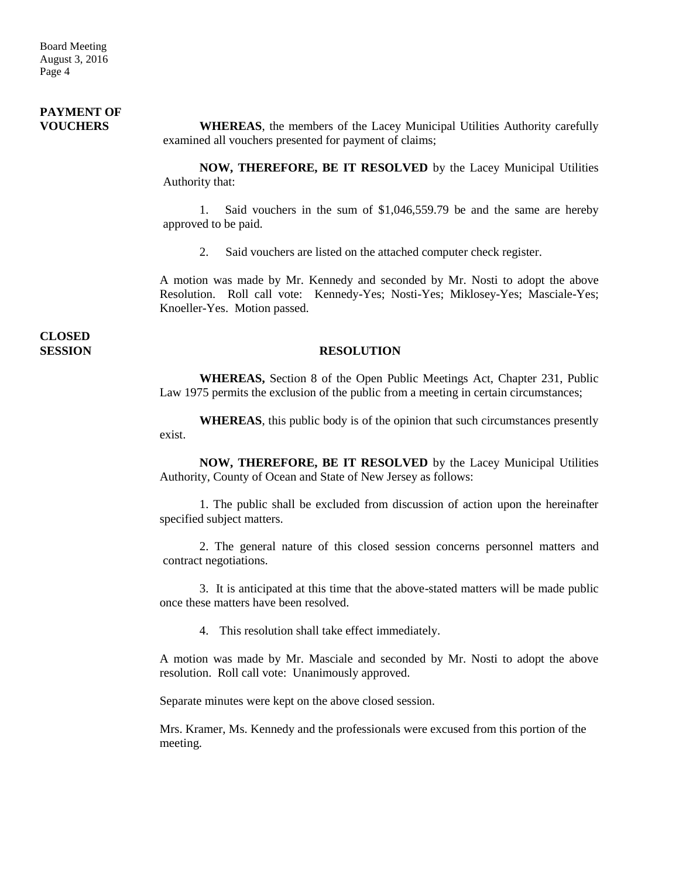**PAYMENT OF VOUCHERS**

**WHEREAS**, the members of the Lacey Municipal Utilities Authority carefully examined all vouchers presented for payment of claims;

**NOW, THEREFORE, BE IT RESOLVED** by the Lacey Municipal Utilities Authority that:

1. Said vouchers in the sum of $1,046,559.79 be and the same are hereby approved to be paid.

2. Said vouchers are listed on the attached computer check register.

A motion was made by Mr. Kennedy and seconded by Mr. Nosti to adopt the above Resolution. Roll call vote: Kennedy-Yes; Nosti-Yes; Miklosey-Yes; Masciale-Yes; Knoeller-Yes. Motion passed.

**CLOSED SESSION**

**RESOLUTION**

**WHEREAS,** Section 8 of the Open Public Meetings Act, Chapter 231, Public Law 1975 permits the exclusion of the public from a meeting in certain circumstances;

**WHEREAS**, this public body is of the opinion that such circumstances presently exist.

**NOW, THEREFORE, BE IT RESOLVED** by the Lacey Municipal Utilities Authority, County of Ocean and State of New Jersey as follows:

1. The public shall be excluded from discussion of action upon the hereinafter specified subject matters.

2. The general nature of this closed session concerns personnel matters and contract negotiations.

3. It is anticipated at this time that the above-stated matters will be made public once these matters have been resolved.

4. This resolution shall take effect immediately.

A motion was made by Mr. Masciale and seconded by Mr. Nosti to adopt the above resolution. Roll call vote: Unanimously approved.

Separate minutes were kept on the above closed session.

Mrs. Kramer, Ms. Kennedy and the professionals were excused from this portion of the meeting.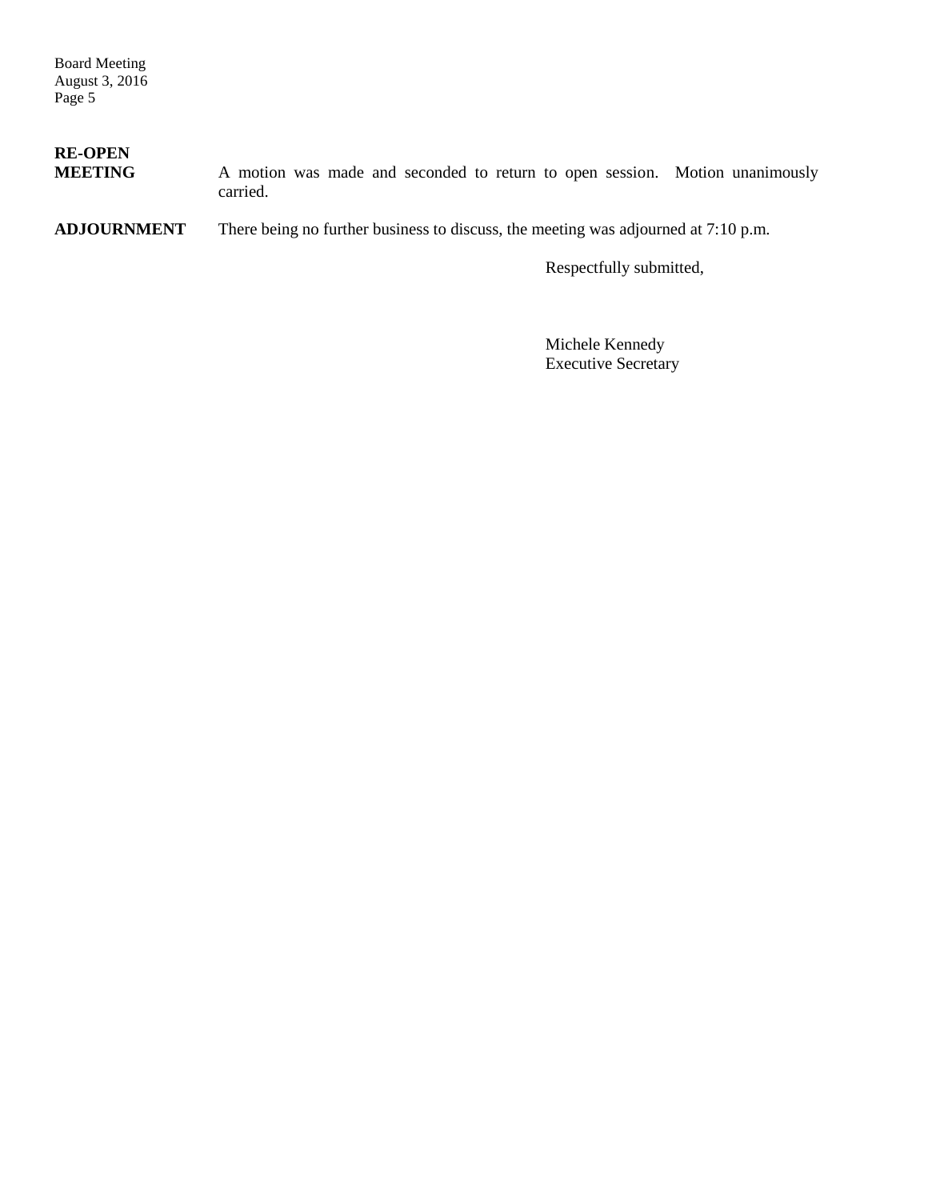**RE-OPEN MEETING** A motion was made and seconded to return to open session. Motion unanimously carried.

**ADJOURNMENT** There being no further business to discuss, the meeting was adjourned at 7:10 p.m.

Respectfully submitted,

Michele Kennedy
Executive Secretary